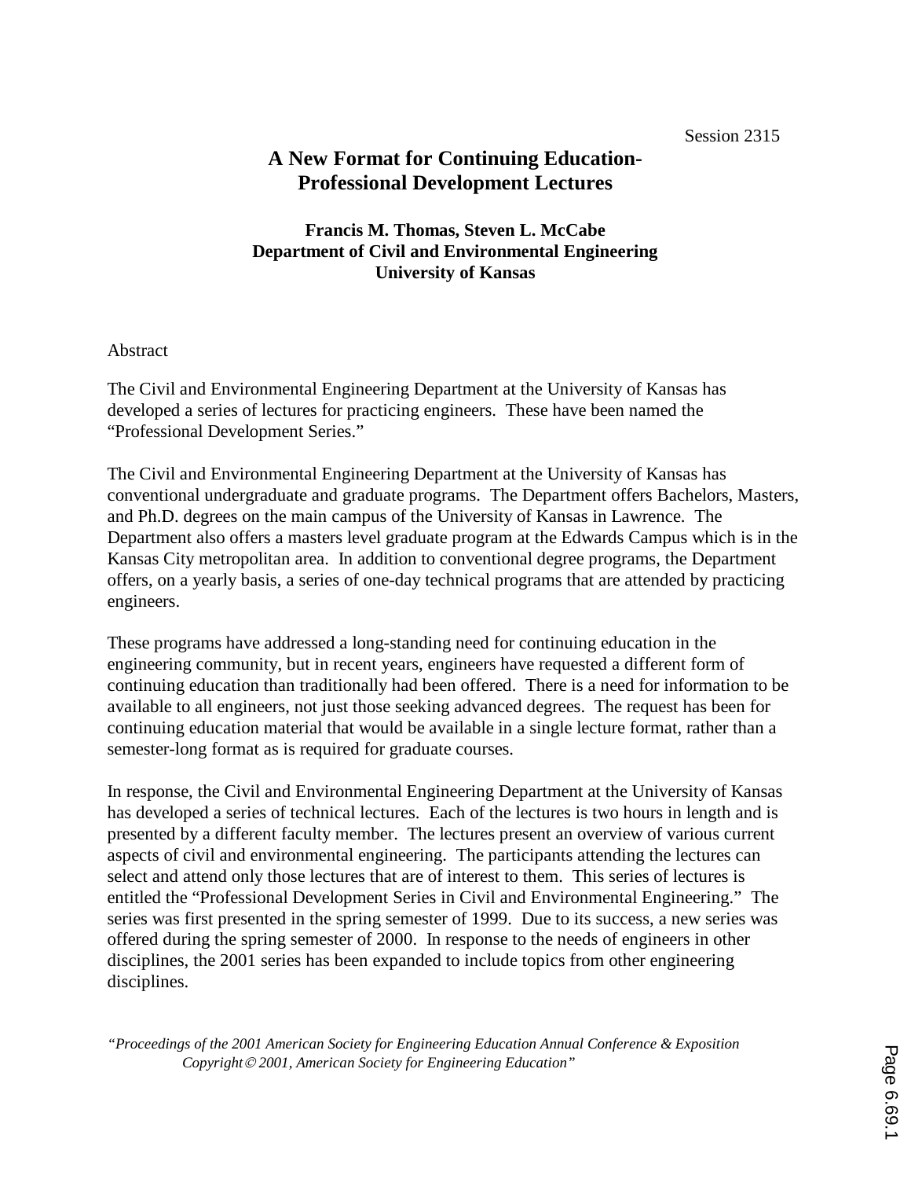Session 2315

# A New Format for Continuing Education-Professional Development Lectures

**Francis M. Thomas, Steven L. McCabe**
**Department of Civil and Environmental Engineering**
**University of Kansas**

## Abstract

The Civil and Environmental Engineering Department at the University of Kansas has developed a series of lectures for practicing engineers. These have been named the "Professional Development Series."

The Civil and Environmental Engineering Department at the University of Kansas has conventional undergraduate and graduate programs. The Department offers Bachelors, Masters, and Ph.D. degrees on the main campus of the University of Kansas in Lawrence. The Department also offers a masters level graduate program at the Edwards Campus which is in the Kansas City metropolitan area. In addition to conventional degree programs, the Department offers, on a yearly basis, a series of one-day technical programs that are attended by practicing engineers.

These programs have addressed a long-standing need for continuing education in the engineering community, but in recent years, engineers have requested a different form of continuing education than traditionally had been offered. There is a need for information to be available to all engineers, not just those seeking advanced degrees. The request has been for continuing education material that would be available in a single lecture format, rather than a semester-long format as is required for graduate courses.

In response, the Civil and Environmental Engineering Department at the University of Kansas has developed a series of technical lectures. Each of the lectures is two hours in length and is presented by a different faculty member. The lectures present an overview of various current aspects of civil and environmental engineering. The participants attending the lectures can select and attend only those lectures that are of interest to them. This series of lectures is entitled the "Professional Development Series in Civil and Environmental Engineering." The series was first presented in the spring semester of 1999. Due to its success, a new series was offered during the spring semester of 2000. In response to the needs of engineers in other disciplines, the 2001 series has been expanded to include topics from other engineering disciplines.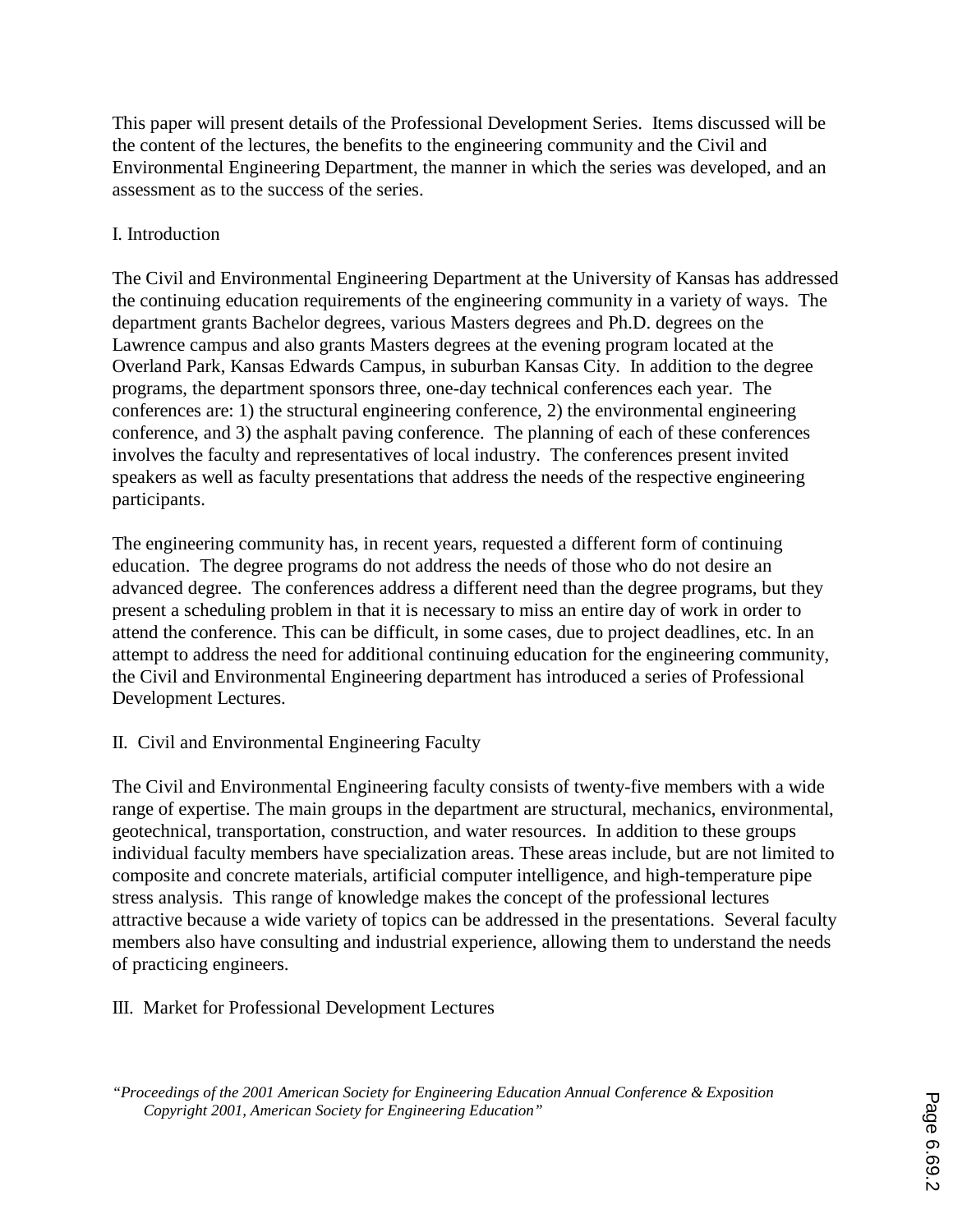This paper will present details of the Professional Development Series. Items discussed will be the content of the lectures, the benefits to the engineering community and the Civil and Environmental Engineering Department, the manner in which the series was developed, and an assessment as to the success of the series.

## I. Introduction

The Civil and Environmental Engineering Department at the University of Kansas has addressed the continuing education requirements of the engineering community in a variety of ways. The department grants Bachelor degrees, various Masters degrees and Ph.D. degrees on the Lawrence campus and also grants Masters degrees at the evening program located at the Overland Park, Kansas Edwards Campus, in suburban Kansas City. In addition to the degree programs, the department sponsors three, one-day technical conferences each year. The conferences are: 1) the structural engineering conference, 2) the environmental engineering conference, and 3) the asphalt paving conference. The planning of each of these conferences involves the faculty and representatives of local industry. The conferences present invited speakers as well as faculty presentations that address the needs of the respective engineering participants.

The engineering community has, in recent years, requested a different form of continuing education. The degree programs do not address the needs of those who do not desire an advanced degree. The conferences address a different need than the degree programs, but they present a scheduling problem in that it is necessary to miss an entire day of work in order to attend the conference. This can be difficult, in some cases, due to project deadlines, etc. In an attempt to address the need for additional continuing education for the engineering community, the Civil and Environmental Engineering department has introduced a series of Professional Development Lectures.

## II. Civil and Environmental Engineering Faculty

The Civil and Environmental Engineering faculty consists of twenty-five members with a wide range of expertise. The main groups in the department are structural, mechanics, environmental, geotechnical, transportation, construction, and water resources. In addition to these groups individual faculty members have specialization areas. These areas include, but are not limited to composite and concrete materials, artificial computer intelligence, and high-temperature pipe stress analysis. This range of knowledge makes the concept of the professional lectures attractive because a wide variety of topics can be addressed in the presentations. Several faculty members also have consulting and industrial experience, allowing them to understand the needs of practicing engineers.

## III. Market for Professional Development Lectures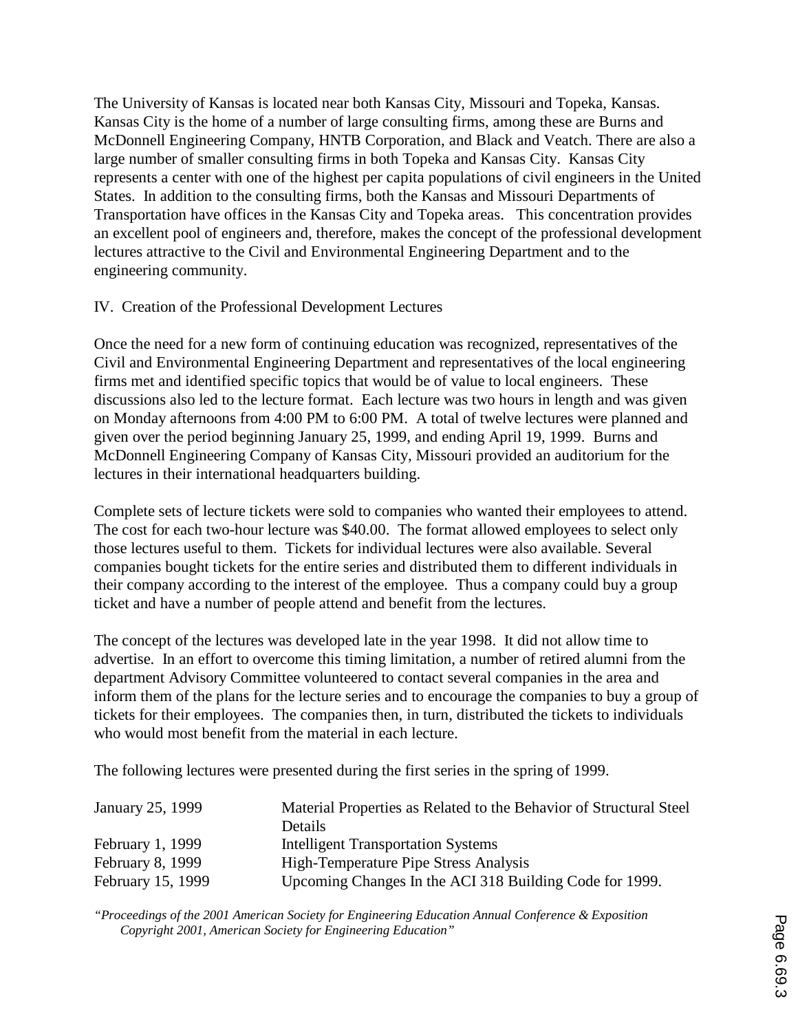The University of Kansas is located near both Kansas City, Missouri and Topeka, Kansas. Kansas City is the home of a number of large consulting firms, among these are Burns and McDonnell Engineering Company, HNTB Corporation, and Black and Veatch. There are also a large number of smaller consulting firms in both Topeka and Kansas City. Kansas City represents a center with one of the highest per capita populations of civil engineers in the United States. In addition to the consulting firms, both the Kansas and Missouri Departments of Transportation have offices in the Kansas City and Topeka areas. This concentration provides an excellent pool of engineers and, therefore, makes the concept of the professional development lectures attractive to the Civil and Environmental Engineering Department and to the engineering community.

## IV. Creation of the Professional Development Lectures

Once the need for a new form of continuing education was recognized, representatives of the Civil and Environmental Engineering Department and representatives of the local engineering firms met and identified specific topics that would be of value to local engineers. These discussions also led to the lecture format. Each lecture was two hours in length and was given on Monday afternoons from 4:00 PM to 6:00 PM. A total of twelve lectures were planned and given over the period beginning January 25, 1999, and ending April 19, 1999. Burns and McDonnell Engineering Company of Kansas City, Missouri provided an auditorium for the lectures in their international headquarters building.

Complete sets of lecture tickets were sold to companies who wanted their employees to attend. The cost for each two-hour lecture was $40.00. The format allowed employees to select only those lectures useful to them. Tickets for individual lectures were also available. Several companies bought tickets for the entire series and distributed them to different individuals in their company according to the interest of the employee. Thus a company could buy a group ticket and have a number of people attend and benefit from the lectures.

The concept of the lectures was developed late in the year 1998. It did not allow time to advertise. In an effort to overcome this timing limitation, a number of retired alumni from the department Advisory Committee volunteered to contact several companies in the area and inform them of the plans for the lecture series and to encourage the companies to buy a group of tickets for their employees. The companies then, in turn, distributed the tickets to individuals who would most benefit from the material in each lecture.

The following lectures were presented during the first series in the spring of 1999.

| | |
|---|---|
| January 25, 1999 | Material Properties as Related to the Behavior of Structural Steel Details |
| February 1, 1999 | Intelligent Transportation Systems |
| February 8, 1999 | High-Temperature Pipe Stress Analysis |
| February 15, 1999 | Upcoming Changes In the ACI 318 Building Code for 1999. |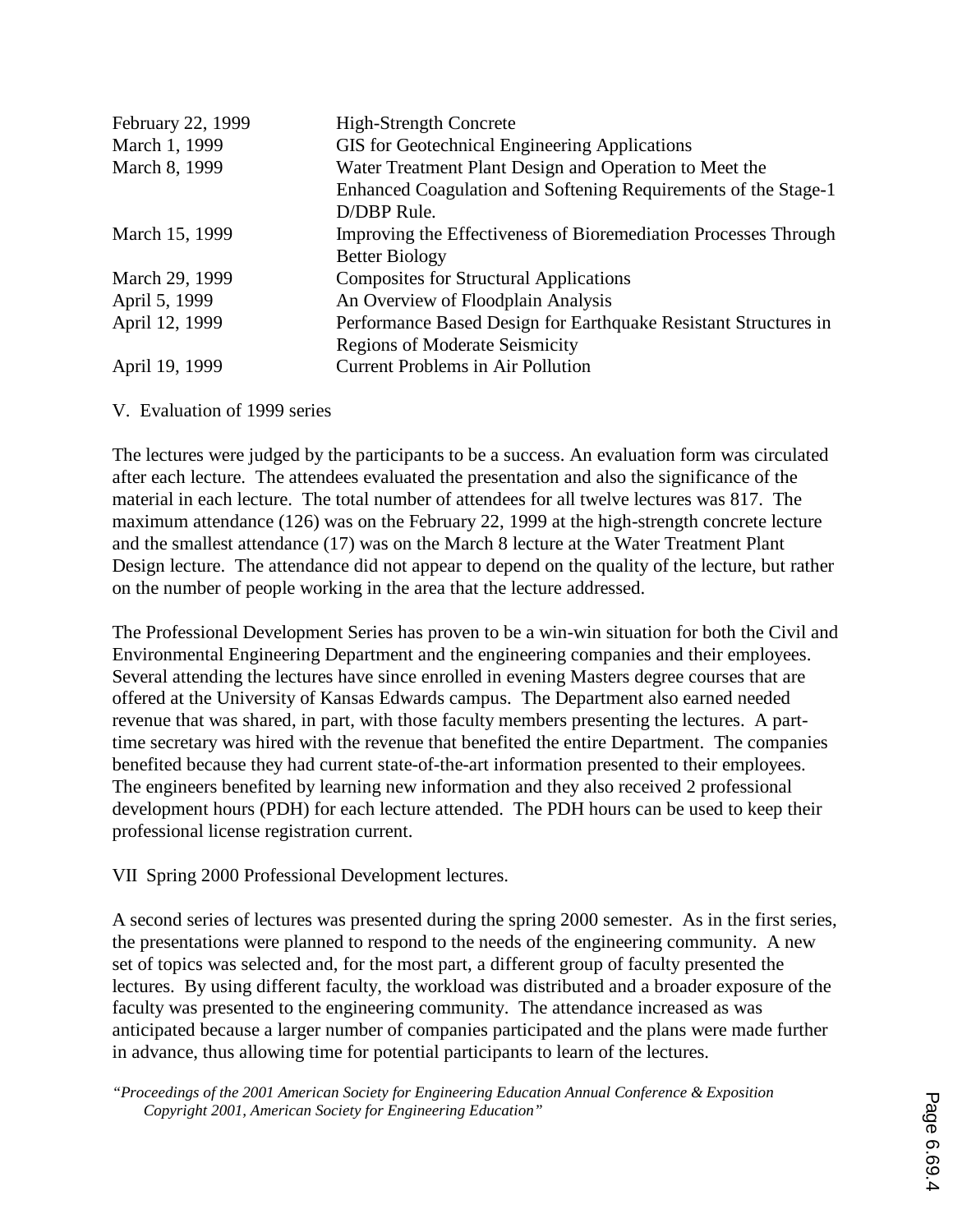| | |
|---|---|
| February 22, 1999 | High-Strength Concrete |
| March 1, 1999 | GIS for Geotechnical Engineering Applications |
| March 8, 1999 | Water Treatment Plant Design and Operation to Meet the Enhanced Coagulation and Softening Requirements of the Stage-1 D/DBP Rule. |
| March 15, 1999 | Improving the Effectiveness of Bioremediation Processes Through Better Biology |
| March 29, 1999 | Composites for Structural Applications |
| April 5, 1999 | An Overview of Floodplain Analysis |
| April 12, 1999 | Performance Based Design for Earthquake Resistant Structures in Regions of Moderate Seismicity |
| April 19, 1999 | Current Problems in Air Pollution |

V. Evaluation of 1999 series

The lectures were judged by the participants to be a success. An evaluation form was circulated after each lecture. The attendees evaluated the presentation and also the significance of the material in each lecture. The total number of attendees for all twelve lectures was 817. The maximum attendance (126) was on the February 22, 1999 at the high-strength concrete lecture and the smallest attendance (17) was on the March 8 lecture at the Water Treatment Plant Design lecture. The attendance did not appear to depend on the quality of the lecture, but rather on the number of people working in the area that the lecture addressed.

The Professional Development Series has proven to be a win-win situation for both the Civil and Environmental Engineering Department and the engineering companies and their employees. Several attending the lectures have since enrolled in evening Masters degree courses that are offered at the University of Kansas Edwards campus. The Department also earned needed revenue that was shared, in part, with those faculty members presenting the lectures. A part-time secretary was hired with the revenue that benefited the entire Department. The companies benefited because they had current state-of-the-art information presented to their employees. The engineers benefited by learning new information and they also received 2 professional development hours (PDH) for each lecture attended. The PDH hours can be used to keep their professional license registration current.

VII Spring 2000 Professional Development lectures.

A second series of lectures was presented during the spring 2000 semester. As in the first series, the presentations were planned to respond to the needs of the engineering community. A new set of topics was selected and, for the most part, a different group of faculty presented the lectures. By using different faculty, the workload was distributed and a broader exposure of the faculty was presented to the engineering community. The attendance increased as was anticipated because a larger number of companies participated and the plans were made further in advance, thus allowing time for potential participants to learn of the lectures.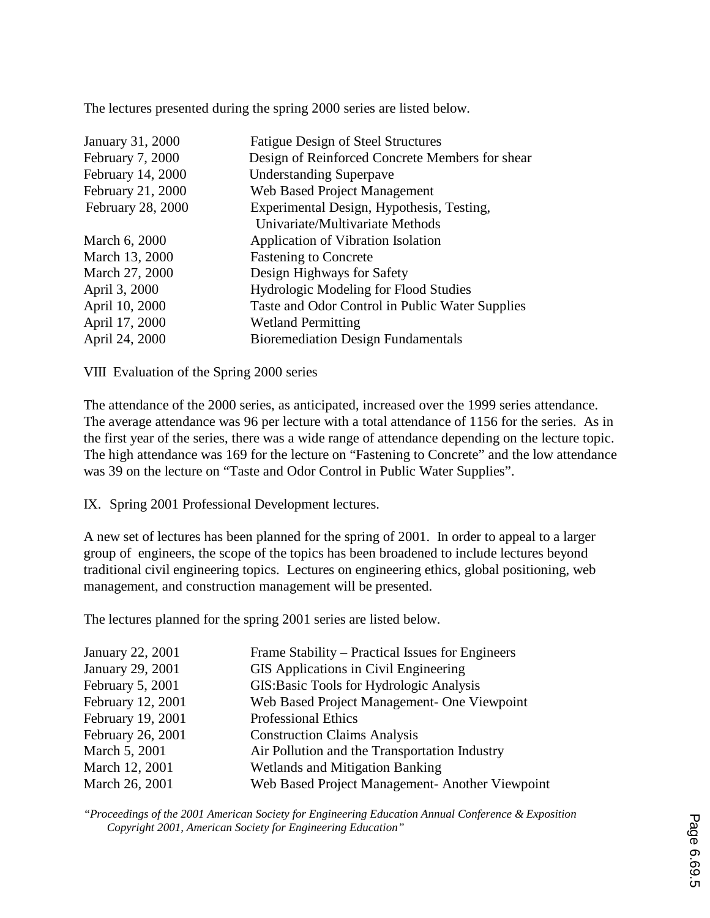The lectures presented during the spring 2000 series are listed below.

| | |
|---|---|
| January 31, 2000 | Fatigue Design of Steel Structures |
| February 7, 2000 | Design of Reinforced Concrete Members for shear |
| February 14, 2000 | Understanding Superpave |
| February 21, 2000 | Web Based Project Management |
| February 28, 2000 | Experimental Design, Hypothesis, Testing, Univariate/Multivariate Methods |
| March 6, 2000 | Application of Vibration Isolation |
| March 13, 2000 | Fastening to Concrete |
| March 27, 2000 | Design Highways for Safety |
| April 3, 2000 | Hydrologic Modeling for Flood Studies |
| April 10, 2000 | Taste and Odor Control in Public Water Supplies |
| April 17, 2000 | Wetland Permitting |
| April 24, 2000 | Bioremediation Design Fundamentals |

VIII Evaluation of the Spring 2000 series

The attendance of the 2000 series, as anticipated, increased over the 1999 series attendance. The average attendance was 96 per lecture with a total attendance of 1156 for the series. As in the first year of the series, there was a wide range of attendance depending on the lecture topic. The high attendance was 169 for the lecture on "Fastening to Concrete" and the low attendance was 39 on the lecture on "Taste and Odor Control in Public Water Supplies".

IX. Spring 2001 Professional Development lectures.

A new set of lectures has been planned for the spring of 2001. In order to appeal to a larger group of engineers, the scope of the topics has been broadened to include lectures beyond traditional civil engineering topics. Lectures on engineering ethics, global positioning, web management, and construction management will be presented.

The lectures planned for the spring 2001 series are listed below.

| | |
|---|---|
| January 22, 2001 | Frame Stability – Practical Issues for Engineers |
| January 29, 2001 | GIS Applications in Civil Engineering |
| February 5, 2001 | GIS:Basic Tools for Hydrologic Analysis |
| February 12, 2001 | Web Based Project Management- One Viewpoint |
| February 19, 2001 | Professional Ethics |
| February 26, 2001 | Construction Claims Analysis |
| March 5, 2001 | Air Pollution and the Transportation Industry |
| March 12, 2001 | Wetlands and Mitigation Banking |
| March 26, 2001 | Web Based Project Management- Another Viewpoint |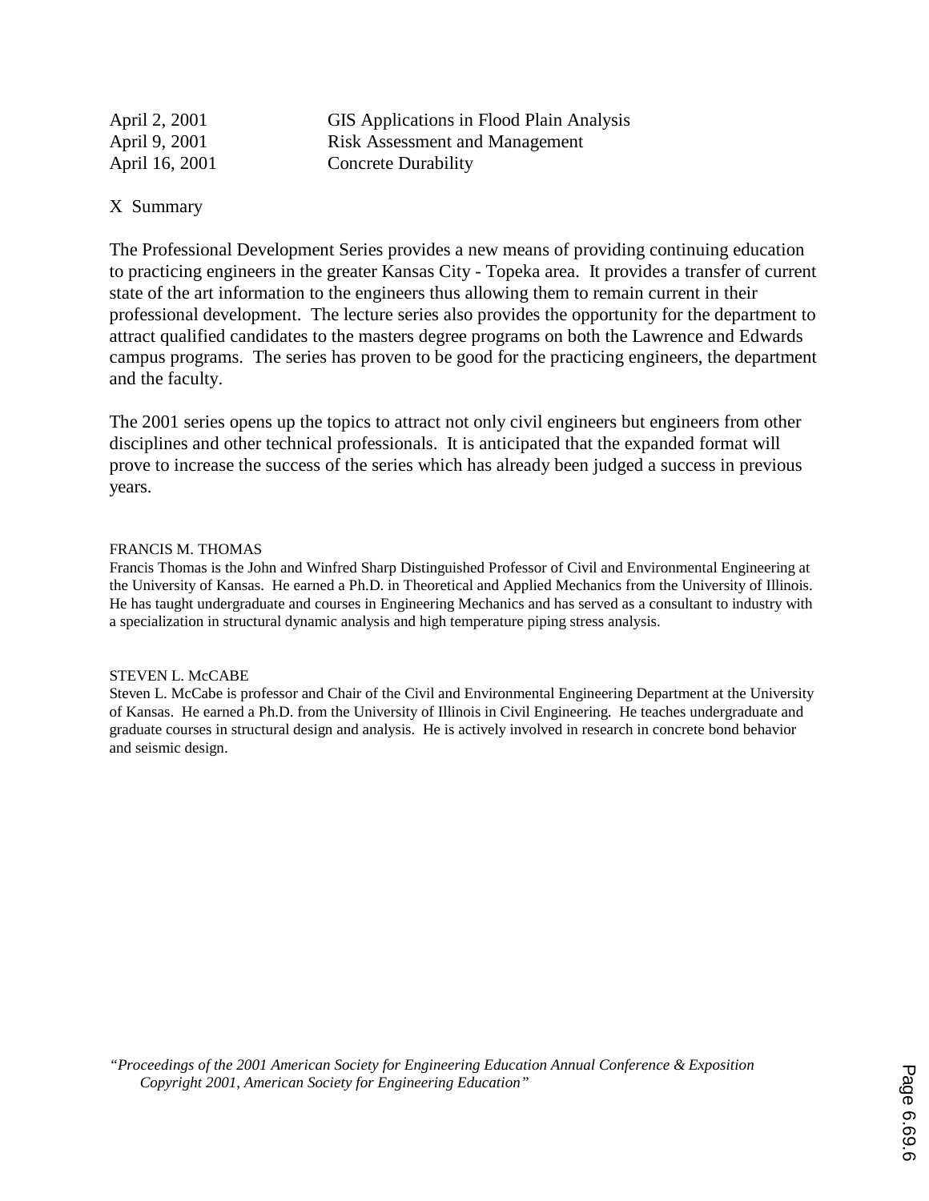| | |
|---|---|
| April 2, 2001 | GIS Applications in Flood Plain Analysis |
| April 9, 2001 | Risk Assessment and Management |
| April 16, 2001 | Concrete Durability |

## X Summary

The Professional Development Series provides a new means of providing continuing education to practicing engineers in the greater Kansas City - Topeka area. It provides a transfer of current state of the art information to the engineers thus allowing them to remain current in their professional development. The lecture series also provides the opportunity for the department to attract qualified candidates to the masters degree programs on both the Lawrence and Edwards campus programs. The series has proven to be good for the practicing engineers, the department and the faculty.

The 2001 series opens up the topics to attract not only civil engineers but engineers from other disciplines and other technical professionals. It is anticipated that the expanded format will prove to increase the success of the series which has already been judged a success in previous years.

FRANCIS M. THOMAS
Francis Thomas is the John and Winfred Sharp Distinguished Professor of Civil and Environmental Engineering at the University of Kansas. He earned a Ph.D. in Theoretical and Applied Mechanics from the University of Illinois. He has taught undergraduate and courses in Engineering Mechanics and has served as a consultant to industry with a specialization in structural dynamic analysis and high temperature piping stress analysis.

STEVEN L. McCABE
Steven L. McCabe is professor and Chair of the Civil and Environmental Engineering Department at the University of Kansas. He earned a Ph.D. from the University of Illinois in Civil Engineering. He teaches undergraduate and graduate courses in structural design and analysis. He is actively involved in research in concrete bond behavior and seismic design.